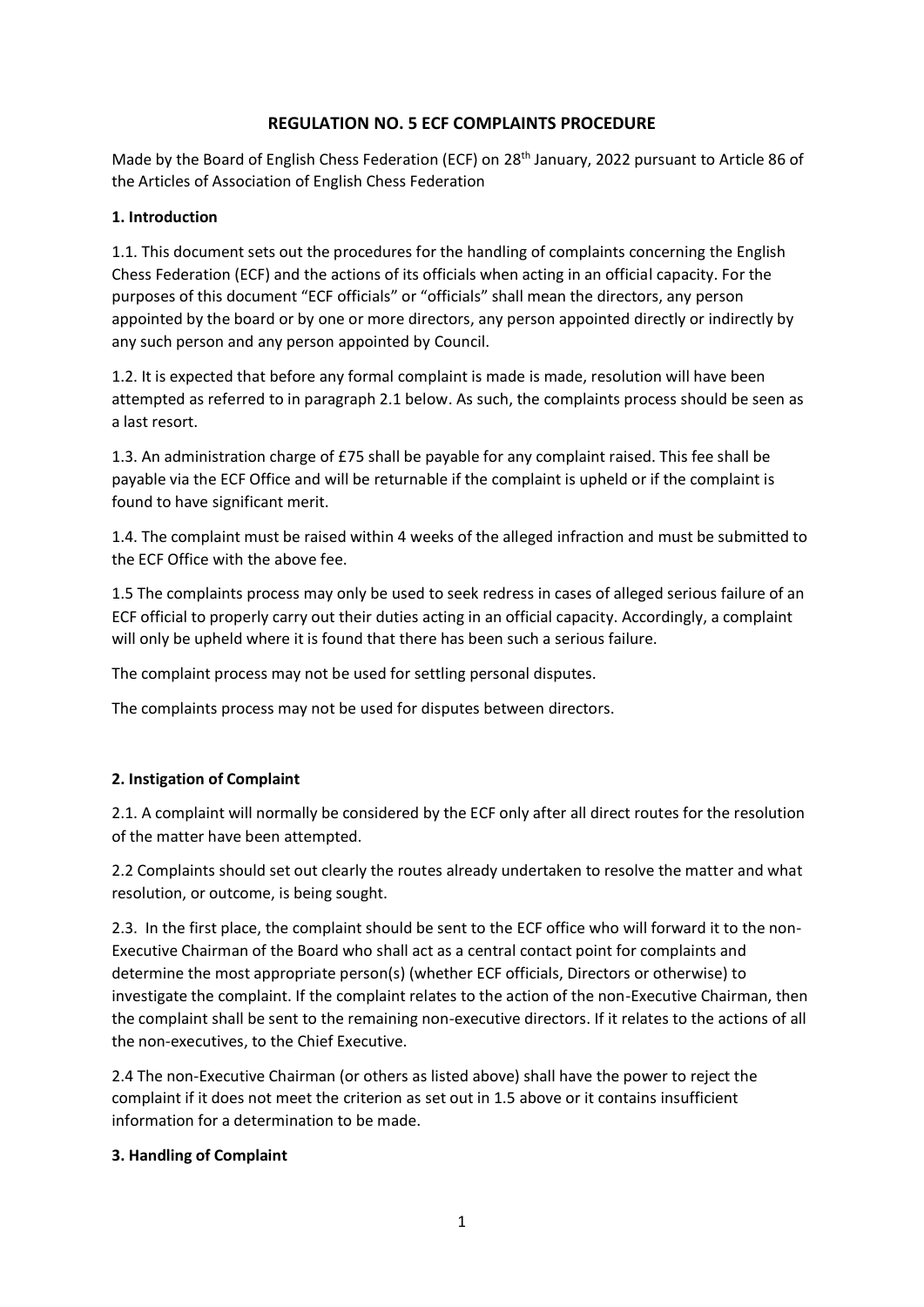# REGULATION NO. 5 ECF COMPLAINTS PROCEDURE

Made by the Board of English Chess Federation (ECF) on 28th January, 2022 pursuant to Article 86 of the Articles of Association of English Chess Federation

**1. Introduction**

1.1. This document sets out the procedures for the handling of complaints concerning the English Chess Federation (ECF) and the actions of its officials when acting in an official capacity. For the purposes of this document "ECF officials" or "officials" shall mean the directors, any person appointed by the board or by one or more directors, any person appointed directly or indirectly by any such person and any person appointed by Council.

1.2. It is expected that before any formal complaint is made is made, resolution will have been attempted as referred to in paragraph 2.1 below. As such, the complaints process should be seen as a last resort.

1.3. An administration charge of £75 shall be payable for any complaint raised. This fee shall be payable via the ECF Office and will be returnable if the complaint is upheld or if the complaint is found to have significant merit.

1.4. The complaint must be raised within 4 weeks of the alleged infraction and must be submitted to the ECF Office with the above fee.

1.5 The complaints process may only be used to seek redress in cases of alleged serious failure of an ECF official to properly carry out their duties acting in an official capacity. Accordingly, a complaint will only be upheld where it is found that there has been such a serious failure.

The complaint process may not be used for settling personal disputes.

The complaints process may not be used for disputes between directors.

**2. Instigation of Complaint**

2.1. A complaint will normally be considered by the ECF only after all direct routes for the resolution of the matter have been attempted.

2.2 Complaints should set out clearly the routes already undertaken to resolve the matter and what resolution, or outcome, is being sought.

2.3. In the first place, the complaint should be sent to the ECF office who will forward it to the non-Executive Chairman of the Board who shall act as a central contact point for complaints and determine the most appropriate person(s) (whether ECF officials, Directors or otherwise) to investigate the complaint. If the complaint relates to the action of the non-Executive Chairman, then the complaint shall be sent to the remaining non-executive directors. If it relates to the actions of all the non-executives, to the Chief Executive.

2.4 The non-Executive Chairman (or others as listed above) shall have the power to reject the complaint if it does not meet the criterion as set out in 1.5 above or it contains insufficient information for a determination to be made.

**3. Handling of Complaint**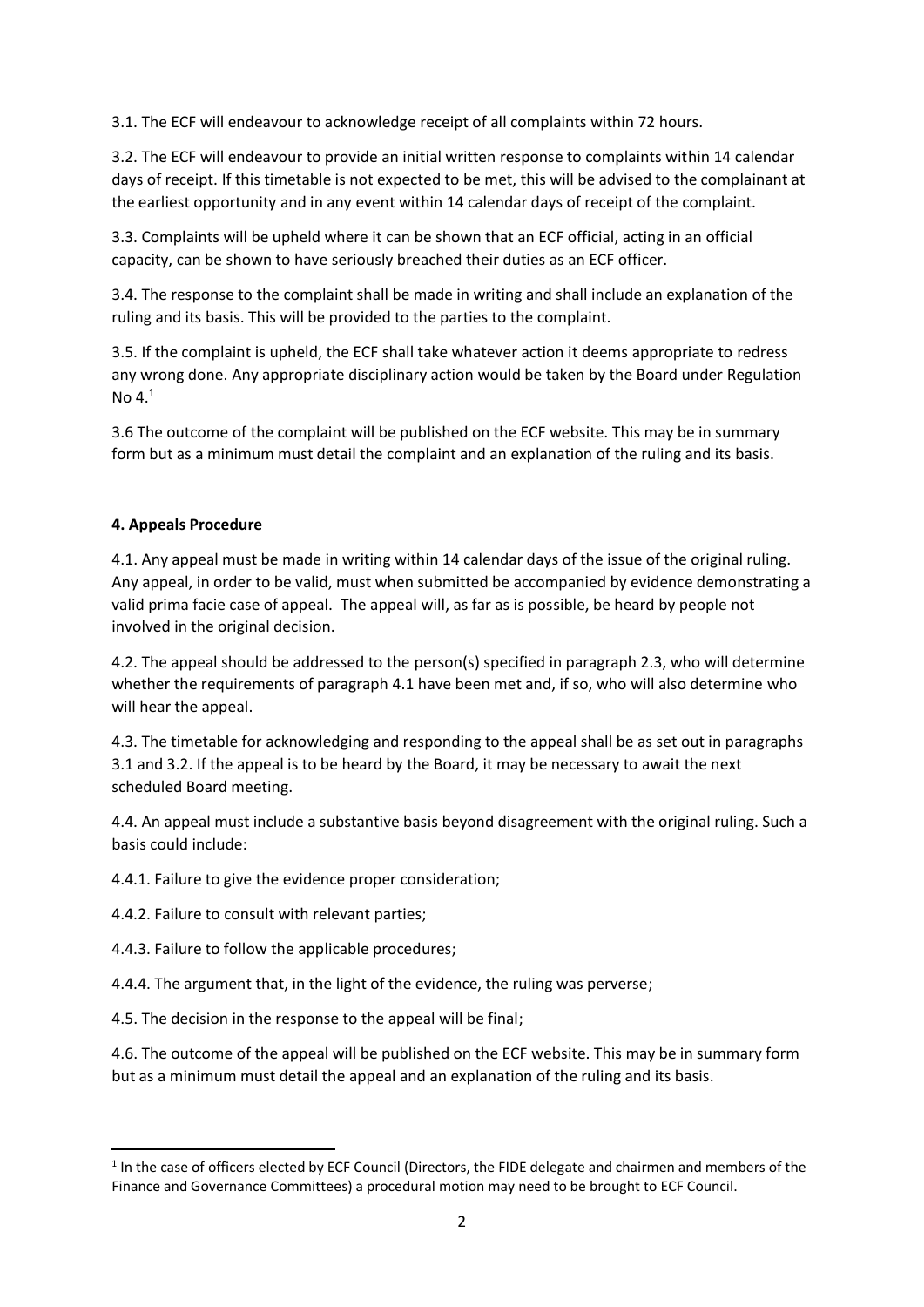3.1. The ECF will endeavour to acknowledge receipt of all complaints within 72 hours.

3.2. The ECF will endeavour to provide an initial written response to complaints within 14 calendar days of receipt. If this timetable is not expected to be met, this will be advised to the complainant at the earliest opportunity and in any event within 14 calendar days of receipt of the complaint.

3.3. Complaints will be upheld where it can be shown that an ECF official, acting in an official capacity, can be shown to have seriously breached their duties as an ECF officer.

3.4. The response to the complaint shall be made in writing and shall include an explanation of the ruling and its basis. This will be provided to the parties to the complaint.

3.5. If the complaint is upheld, the ECF shall take whatever action it deems appropriate to redress any wrong done. Any appropriate disciplinary action would be taken by the Board under Regulation No 4.[1]

3.6 The outcome of the complaint will be published on the ECF website. This may be in summary form but as a minimum must detail the complaint and an explanation of the ruling and its basis.

**4. Appeals Procedure**

4.1. Any appeal must be made in writing within 14 calendar days of the issue of the original ruling. Any appeal, in order to be valid, must when submitted be accompanied by evidence demonstrating a valid prima facie case of appeal. The appeal will, as far as is possible, be heard by people not involved in the original decision.

4.2. The appeal should be addressed to the person(s) specified in paragraph 2.3, who will determine whether the requirements of paragraph 4.1 have been met and, if so, who will also determine who will hear the appeal.

4.3. The timetable for acknowledging and responding to the appeal shall be as set out in paragraphs 3.1 and 3.2. If the appeal is to be heard by the Board, it may be necessary to await the next scheduled Board meeting.

4.4. An appeal must include a substantive basis beyond disagreement with the original ruling. Such a basis could include:

4.4.1. Failure to give the evidence proper consideration;

4.4.2. Failure to consult with relevant parties;

4.4.3. Failure to follow the applicable procedures;

4.4.4. The argument that, in the light of the evidence, the ruling was perverse;

4.5. The decision in the response to the appeal will be final;

4.6. The outcome of the appeal will be published on the ECF website. This may be in summary form but as a minimum must detail the appeal and an explanation of the ruling and its basis.

[1] In the case of officers elected by ECF Council (Directors, the FIDE delegate and chairmen and members of the Finance and Governance Committees) a procedural motion may need to be brought to ECF Council.